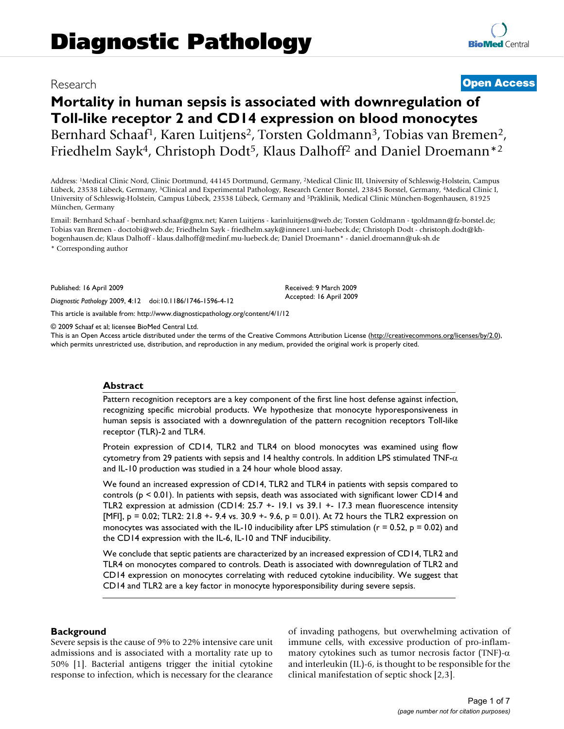Research **Open Access**

# Mortality in human sepsis is associated with downregulation of Toll-like receptor 2 and CD14 expression on blood monocytes

Bernhard Schaaf[1], Karen Luitjens[2], Torsten Goldmann[3], Tobias van Bremen[2], Friedhelm Sayk[4], Christoph Dodt[5], Klaus Dalhoff[2] and Daniel Droemann*[2]

Address: [1]Medical Clinic Nord, Clinic Dortmund, 44145 Dortmund, Germany, [2]Medical Clinic III, University of Schleswig-Holstein, Campus Lübeck, 23538 Lübeck, Germany, [3]Clinical and Experimental Pathology, Research Center Borstel, 23845 Borstel, Germany, [4]Medical Clinic I, University of Schleswig-Holstein, Campus Lübeck, 23538 Lübeck, Germany and [5]Präklinik, Medical Clinic München-Bogenhausen, 81925 München, Germany

Email: Bernhard Schaaf - bernhard.schaaf@gmx.net; Karen Luitjens - karinluitjens@web.de; Torsten Goldmann - tgoldmann@fz-borstel.de; Tobias van Bremen - doctobi@web.de; Friedhelm Sayk - friedhelm.sayk@innere1.uni-luebeck.de; Christoph Dodt - christoph.dodt@kh-bogenhausen.de; Klaus Dalhoff - klaus.dalhoff@medinf.mu-luebeck.de; Daniel Droemann* - daniel.droemann@uk-sh.de

* Corresponding author

Published: 16 April 2009

*Diagnostic Pathology* 2009, **4**:12 doi:10.1186/1746-1596-4-12

Received: 9 March 2009
Accepted: 16 April 2009

This article is available from: http://www.diagnosticpathology.org/content/4/1/12

© 2009 Schaaf et al; licensee BioMed Central Ltd.
This is an Open Access article distributed under the terms of the Creative Commons Attribution License (http://creativecommons.org/licenses/by/2.0), which permits unrestricted use, distribution, and reproduction in any medium, provided the original work is properly cited.

## Abstract

Pattern recognition receptors are a key component of the first line host defense against infection, recognizing specific microbial products. We hypothesize that monocyte hyporesponsiveness in human sepsis is associated with a downregulation of the pattern recognition receptors Toll-like receptor (TLR)-2 and TLR4.

Protein expression of CD14, TLR2 and TLR4 on blood monocytes was examined using flow cytometry from 29 patients with sepsis and 14 healthy controls. In addition LPS stimulated TNF-$\alpha$ and IL-10 production was studied in a 24 hour whole blood assay.

We found an increased expression of CD14, TLR2 and TLR4 in patients with sepsis compared to controls ($p < 0.01$). In patients with sepsis, death was associated with significant lower CD14 and TLR2 expression at admission (CD14: 25.7 +- 19.1 vs 39.1 +- 17.3 mean fluorescence intensity [MFI], $p = 0.02$; TLR2: 21.8 +- 9.4 vs. 30.9 +- 9.6, $p = 0.01$). At 72 hours the TLR2 expression on monocytes was associated with the IL-10 inducibility after LPS stimulation ($r = 0.52$, $p = 0.02$) and the CD14 expression with the IL-6, IL-10 and TNF inducibility.

We conclude that septic patients are characterized by an increased expression of CD14, TLR2 and TLR4 on monocytes compared to controls. Death is associated with downregulation of TLR2 and CD14 expression on monocytes correlating with reduced cytokine inducibility. We suggest that CD14 and TLR2 are a key factor in monocyte hyporesponsibility during severe sepsis.

## Background

Severe sepsis is the cause of 9% to 22% intensive care unit admissions and is associated with a mortality rate up to 50% [1]. Bacterial antigens trigger the initial cytokine response to infection, which is necessary for the clearance of invading pathogens, but overwhelming activation of immune cells, with excessive production of pro-inflammatory cytokines such as tumor necrosis factor (TNF)-$\alpha$ and interleukin (IL)-6, is thought to be responsible for the clinical manifestation of septic shock [2,3].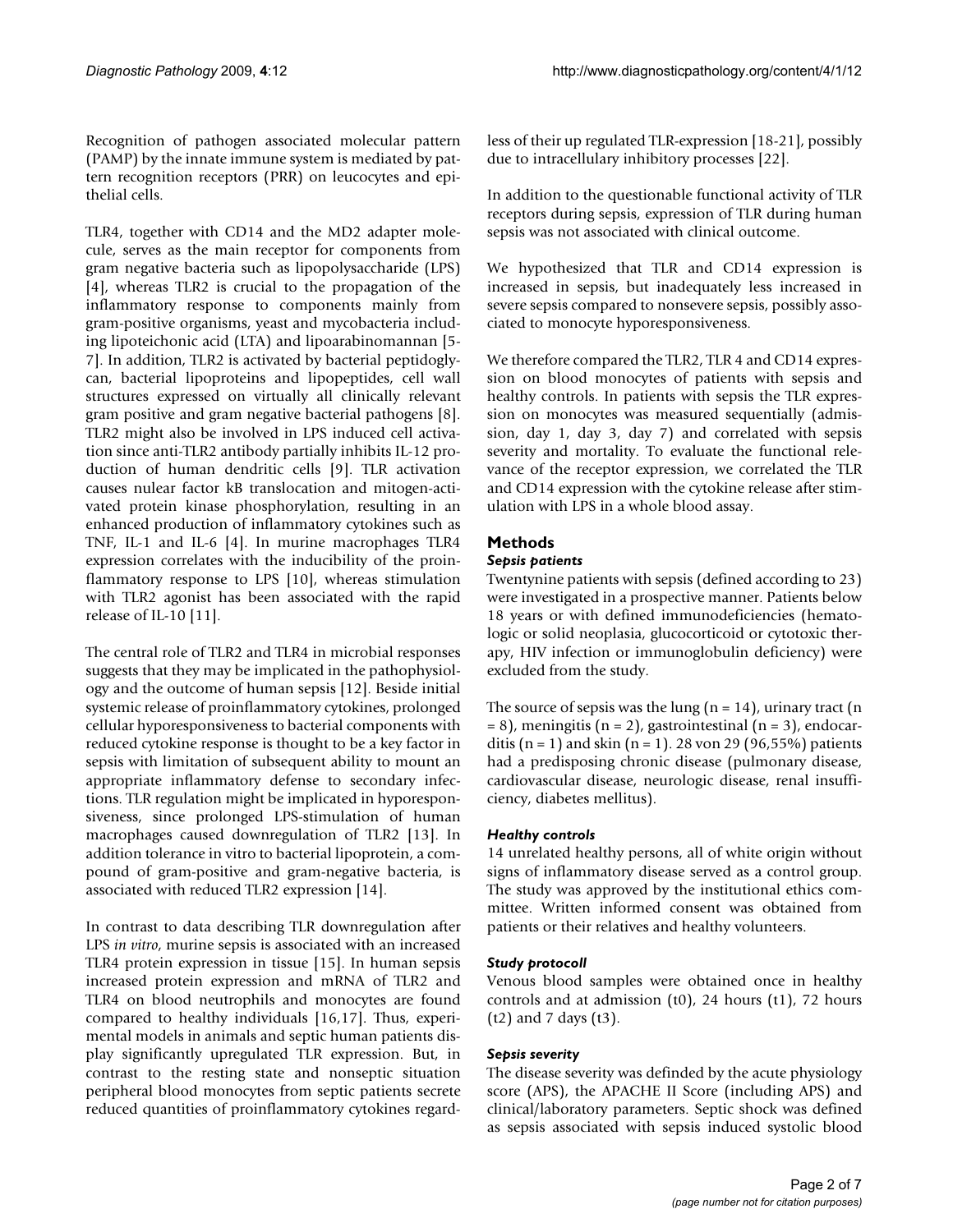Recognition of pathogen associated molecular pattern (PAMP) by the innate immune system is mediated by pattern recognition receptors (PRR) on leucocytes and epithelial cells.

TLR4, together with CD14 and the MD2 adapter molecule, serves as the main receptor for components from gram negative bacteria such as lipopolysaccharide (LPS) [4], whereas TLR2 is crucial to the propagation of the inflammatory response to components mainly from gram-positive organisms, yeast and mycobacteria including lipoteichonic acid (LTA) and lipoarabinomannan [5-7]. In addition, TLR2 is activated by bacterial peptidoglycan, bacterial lipoproteins and lipopeptides, cell wall structures expressed on virtually all clinically relevant gram positive and gram negative bacterial pathogens [8]. TLR2 might also be involved in LPS induced cell activation since anti-TLR2 antibody partially inhibits IL-12 production of human dendritic cells [9]. TLR activation causes nulear factor kB translocation and mitogen-activated protein kinase phosphorylation, resulting in an enhanced production of inflammatory cytokines such as TNF, IL-1 and IL-6 [4]. In murine macrophages TLR4 expression correlates with the inducibility of the proinflammatory response to LPS [10], whereas stimulation with TLR2 agonist has been associated with the rapid release of IL-10 [11].

The central role of TLR2 and TLR4 in microbial responses suggests that they may be implicated in the pathophysiology and the outcome of human sepsis [12]. Beside initial systemic release of proinflammatory cytokines, prolonged cellular hyporesponsiveness to bacterial components with reduced cytokine response is thought to be a key factor in sepsis with limitation of subsequent ability to mount an appropriate inflammatory defense to secondary infections. TLR regulation might be implicated in hyporesponsiveness, since prolonged LPS-stimulation of human macrophages caused downregulation of TLR2 [13]. In addition tolerance in vitro to bacterial lipoprotein, a compound of gram-positive and gram-negative bacteria, is associated with reduced TLR2 expression [14].

In contrast to data describing TLR downregulation after LPS *in vitro*, murine sepsis is associated with an increased TLR4 protein expression in tissue [15]. In human sepsis increased protein expression and mRNA of TLR2 and TLR4 on blood neutrophils and monocytes are found compared to healthy individuals [16,17]. Thus, experimental models in animals and septic human patients display significantly upregulated TLR expression. But, in contrast to the resting state and nonseptic situation peripheral blood monocytes from septic patients secrete reduced quantities of proinflammatory cytokines regardless of their up regulated TLR-expression [18-21], possibly due to intracellulary inhibitory processes [22].

In addition to the questionable functional activity of TLR receptors during sepsis, expression of TLR during human sepsis was not associated with clinical outcome.

We hypothesized that TLR and CD14 expression is increased in sepsis, but inadequately less increased in severe sepsis compared to nonsevere sepsis, possibly associated to monocyte hyporesponsiveness.

We therefore compared the TLR2, TLR 4 and CD14 expression on blood monocytes of patients with sepsis and healthy controls. In patients with sepsis the TLR expression on monocytes was measured sequentially (admission, day 1, day 3, day 7) and correlated with sepsis severity and mortality. To evaluate the functional relevance of the receptor expression, we correlated the TLR and CD14 expression with the cytokine release after stimulation with LPS in a whole blood assay.

## Methods

### *Sepsis patients*

Twentynine patients with sepsis (defined according to 23) were investigated in a prospective manner. Patients below 18 years or with defined immunodeficiencies (hematologic or solid neoplasia, glucocorticoid or cytotoxic therapy, HIV infection or immunoglobulin deficiency) were excluded from the study.

The source of sepsis was the lung (n = 14), urinary tract (n = 8), meningitis (n = 2), gastrointestinal (n = 3), endocarditis (n = 1) and skin (n = 1). 28 von 29 (96,55%) patients had a predisposing chronic disease (pulmonary disease, cardiovascular disease, neurologic disease, renal insufficiency, diabetes mellitus).

### *Healthy controls*

14 unrelated healthy persons, all of white origin without signs of inflammatory disease served as a control group. The study was approved by the institutional ethics committee. Written informed consent was obtained from patients or their relatives and healthy volunteers.

### *Study protocoll*

Venous blood samples were obtained once in healthy controls and at admission (t0), 24 hours (t1), 72 hours (t2) and 7 days (t3).

### *Sepsis severity*

The disease severity was definded by the acute physiology score (APS), the APACHE II Score (including APS) and clinical/laboratory parameters. Septic shock was defined as sepsis associated with sepsis induced systolic blood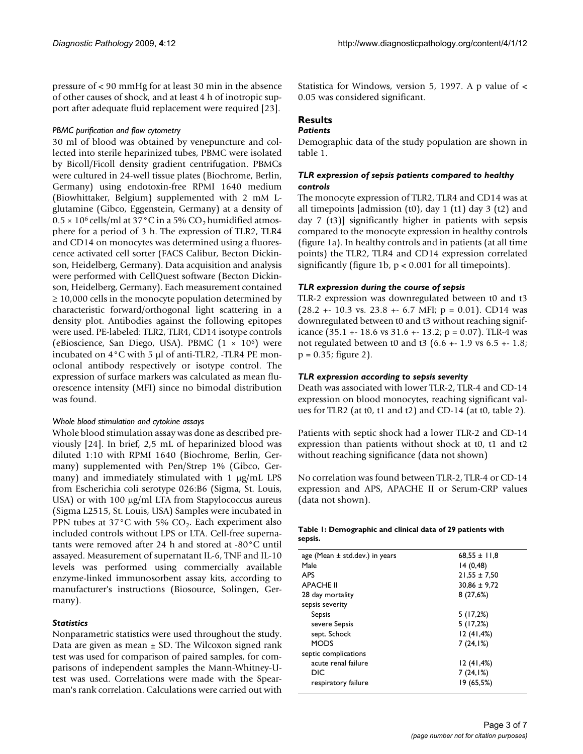pressure of < 90 mmHg for at least 30 min in the absence of other causes of shock, and at least 4 h of inotropic support after adequate fluid replacement were required [23].

#### *PBMC purification and flow cytometry*

30 ml of blood was obtained by venepuncture and collected into sterile heparinized tubes, PBMC were isolated by Bicoll/Ficoll density gradient centrifugation. PBMCs were cultured in 24-well tissue plates (Biochrome, Berlin, Germany) using endotoxin-free RPMI 1640 medium (Biowhittaker, Belgium) supplemented with 2 mM L-glutamine (Gibco, Eggenstein, Germany) at a density of $0.5 \times 10^6$ cells/ml at 37°C in a 5% $CO_2$ humidified atmosphere for a period of 3 h. The expression of TLR2, TLR4 and CD14 on monocytes was determined using a fluorescence activated cell sorter (FACS Calibur, Becton Dickinson, Heidelberg, Germany). Data acquisition and analysis were performed with CellQuest software (Becton Dickinson, Heidelberg, Germany). Each measurement contained ≥ 10,000 cells in the monocyte population determined by characteristic forward/orthogonal light scattering in a density plot. Antibodies against the following epitopes were used. PE-labeled: TLR2, TLR4, CD14 isotype controls (eBioscience, San Diego, USA). PBMC ($1 \times 10^6$) were incubated on 4°C with 5 μl of anti-TLR2, -TLR4 PE monoclonal antibody respectively or isotype control. The expression of surface markers was calculated as mean fluorescence intensity (MFI) since no bimodal distribution was found.

#### *Whole blood stimulation and cytokine assays*

Whole blood stimulation assay was done as described previously [24]. In brief, 2,5 mL of heparinized blood was diluted 1:10 with RPMI 1640 (Biochrome, Berlin, Germany) supplemented with Pen/Strep 1% (Gibco, Germany) and immediately stimulated with 1 μg/mL LPS from Escherichia coli serotype 026:B6 (Sigma, St. Louis, USA) or with 100 μg/ml LTA from Stapylococcus aureus (Sigma L2515, St. Louis, USA) Samples were incubated in PPN tubes at 37°C with 5% $CO_2$. Each experiment also included controls without LPS or LTA. Cell-free supernatants were removed after 24 h and stored at -80°C until assayed. Measurement of supernatant IL-6, TNF and IL-10 levels was performed using commercially available enzyme-linked immunosorbent assay kits, according to manufacturer's instructions (Biosource, Solingen, Germany).

### *Statistics*

Nonparametric statistics were used throughout the study. Data are given as mean ± SD. The Wilcoxon signed rank test was used for comparison of paired samples, for comparisons of independent samples the Mann-Whitney-U-test was used. Correlations were made with the Spearman's rank correlation. Calculations were carried out with Statistica for Windows, version 5, 1997. A p value of < 0.05 was considered significant.

## Results

### *Patients*

Demographic data of the study population are shown in table 1.

### *TLR expression of sepsis patients compared to healthy controls*

The monocyte expression of TLR2, TLR4 and CD14 was at all timepoints [admission (t0), day 1 (t1) day 3 (t2) and day 7 (t3)] significantly higher in patients with sepsis compared to the monocyte expression in healthy controls (figure 1a). In healthy controls and in patients (at all time points) the TLR2, TLR4 and CD14 expression correlated significantly (figure 1b, $p < 0.001$ for all timepoints).

### *TLR expression during the course of sepsis*

TLR-2 expression was downregulated between t0 and t3 (28.2 +- 10.3 vs. 23.8 +- 6.7 MFI; $p = 0.01$). CD14 was downregulated between t0 and t3 without reaching significance (35.1 +- 18.6 vs 31.6 +- 13.2; $p = 0.07$). TLR-4 was not regulated between t0 and t3 (6.6 +- 1.9 vs 6.5 +- 1.8; $p = 0.35$; figure 2).

### *TLR expression according to sepsis severity*

Death was associated with lower TLR-2, TLR-4 and CD-14 expression on blood monocytes, reaching significant values for TLR2 (at t0, t1 and t2) and CD-14 (at t0, table 2).

Patients with septic shock had a lower TLR-2 and CD-14 expression than patients without shock at t0, t1 and t2 without reaching significance (data not shown)

No correlation was found between TLR-2, TLR-4 or CD-14 expression and APS, APACHE II or Serum-CRP values (data not shown).

**Table 1: Demographic and clinical data of 29 patients with sepsis.**

| | |
|---|---|
| age (Mean ± std.dev.) in years | 68,55 ± 11,8 |
| Male | 14 (0,48) |
| APS | 21,55 ± 7,50 |
| APACHE II | 30,86 ± 9,72 |
| 28 day mortality | 8 (27,6%) |
| sepsis severity | |
| Sepsis | 5 (17,2%) |
| severe Sepsis | 5 (17,2%) |
| sept. Schock | 12 (41,4%) |
| MODS | 7 (24,1%) |
| septic complications | |
| acute renal failure | 12 (41,4%) |
| DIC | 7 (24,1%) |
| respiratory failure | 19 (65,5%) |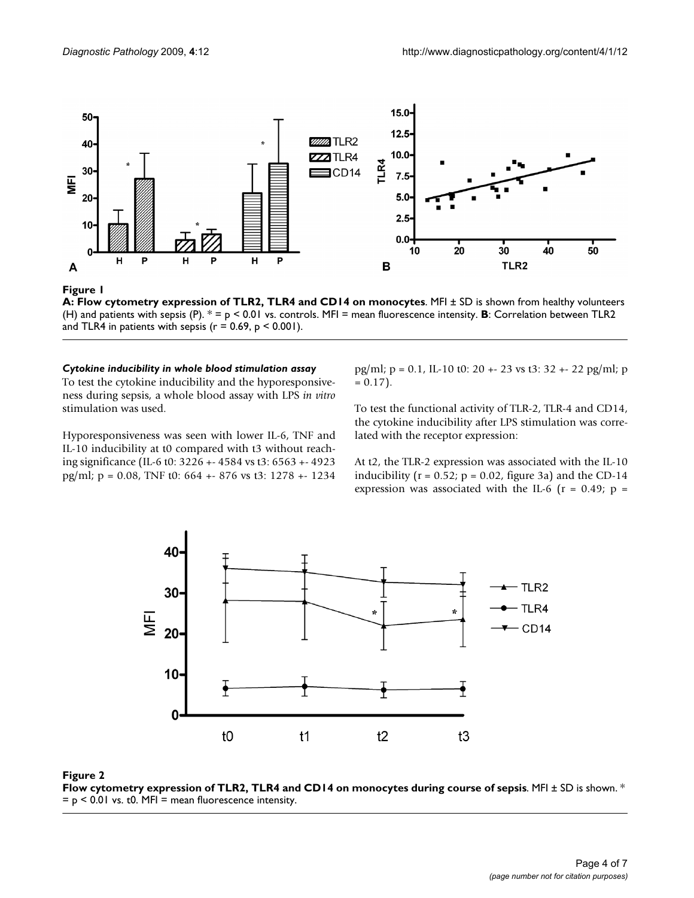**Figure 1**

**A: Flow cytometry expression of TLR2, TLR4 and CD14 on monocytes**. MFI ± SD is shown from healthy volunteers (H) and patients with sepsis (P). * = $p < 0.01$ vs. controls. MFI = mean fluorescence intensity. **B**: Correlation between TLR2 and TLR4 in patients with sepsis ($r = 0.69$, $p < 0.001$).

#### *Cytokine inducibility in whole blood stimulation assay*

To test the cytokine inducibility and the hyporesponsiveness during sepsis, a whole blood assay with LPS *in vitro* stimulation was used.

Hyporesponsiveness was seen with lower IL-6, TNF and IL-10 inducibility at t0 compared with t3 without reaching significance (IL-6 t0: 3226 +- 4584 vs t3: 6563 +- 4923 pg/ml; p = 0.08, TNF t0: 664 +- 876 vs t3: 1278 +- 1234 pg/ml; p = 0.1, IL-10 t0: 20 +- 23 vs t3: 32 +- 22 pg/ml; p = 0.17).

To test the functional activity of TLR-2, TLR-4 and CD14, the cytokine inducibility after LPS stimulation was correlated with the receptor expression:

At t2, the TLR-2 expression was associated with the IL-10 inducibility ($r = 0.52$; $p = 0.02$, figure 3a) and the CD-14 expression was associated with the IL-6 ($r = 0.49$; p =

**Figure 2**

**Flow cytometry expression of TLR2, TLR4 and CD14 on monocytes during course of sepsis**. MFI ± SD is shown. * = $p < 0.01$ vs. t0. MFI = mean fluorescence intensity.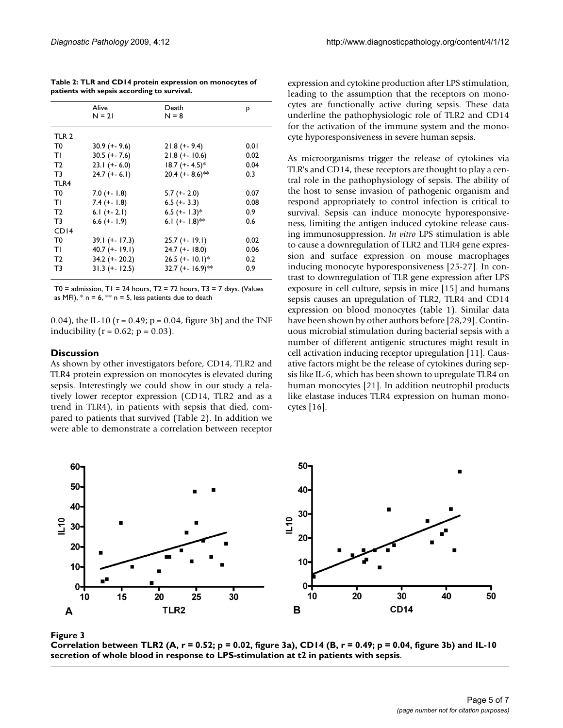**Table 2: TLR and CD14 protein expression on monocytes of patients with sepsis according to survival.**

| | Alive N = 21 | Death N = 8 | P |
|---|---|---|---|
| TLR 2 | | | |
| T0 | 30.9 (+- 9.6) | 21.8 (+- 9.4) | 0.01 |
| T1 | 30.5 (+- 7.6) | 21.8 (+- 10.6) | 0.02 |
| T2 | 23.1 (+- 6.0) | 18.7 (+- 4.5)* | 0.04 |
| T3 | 24.7 (+- 6.1) | 20.4 (+- 8.6)** | 0.3 |
| TLR4 | | | |
| T0 | 7.0 (+- 1.8) | 5.7 (+- 2.0) | 0.07 |
| T1 | 7.4 (+- 1.8) | 6.5 (+- 3.3) | 0.08 |
| T2 | 6.1 (+- 2.1) | 6.5 (+- 1.3)* | 0.9 |
| T3 | 6.6 (+- 1.9) | 6.1 (+- 1.8)** | 0.6 |
| CD14 | | | |
| T0 | 39.1 (+- 17.3) | 25.7 (+- 19.1) | 0.02 |
| T1 | 40.7 (+- 19.1) | 24.7 (+- 18.0) | 0.06 |
| T2 | 34.2 (+- 20.2) | 26.5 (+- 10.1)* | 0.2 |
| T3 | 31.3 (+- 12.5) | 32.7 (+- 16.9)** | 0.9 |

T0 = admission, T1 = 24 hours, T2 = 72 hours, T3 = 7 days. (Values as MFI), * n = 6, ** n = 5, less patients due to death

0.04), the IL-10 ($r = 0.49$; $p = 0.04$, figure 3b) and the TNF inducibility ($r = 0.62$; $p = 0.03$).

## Discussion

As shown by other investigators before, CD14, TLR2 and TLR4 protein expression on monocytes is elevated during sepsis. Interestingly we could show in our study a relatively lower receptor expression (CD14, TLR2 and as a trend in TLR4), in patients with sepsis that died, compared to patients that survived (Table 2). In addition we were able to demonstrate a correlation between receptor expression and cytokine production after LPS stimulation, leading to the assumption that the receptors on monocytes are functionally active during sepsis. These data underline the pathophysiologic role of TLR2 and CD14 for the activation of the immune system and the monocyte hyporesponsiveness in severe human sepsis.

As microorganisms trigger the release of cytokines via TLR's and CD14, these receptors are thought to play a central role in the pathophysiology of sepsis. The ability of the host to sense invasion of pathogenic organism and respond appropriately to control infection is critical to survival. Sepsis can induce monocyte hyporesponsiveness, limiting the antigen induced cytokine release causing immunosuppression. *In vitro* LPS stimulation is able to cause a downregulation of TLR2 and TLR4 gene expression and surface expression on mouse macrophages inducing monocyte hyporesponsiveness [25-27]. In contrast to downregulation of TLR gene expression after LPS exposure in cell culture, sepsis in mice [15] and humans sepsis causes an upregulation of TLR2, TLR4 and CD14 expression on blood monocytes (table 1). Similar data have been shown by other authors before [28,29]. Continuous microbial stimulation during bacterial sepsis with a number of different antigenic structures might result in cell activation inducing receptor upregulation [11]. Causative factors might be the release of cytokines during sepsis like IL-6, which has been shown to upregulate TLR4 on human monocytes [21]. In addition neutrophil products like elastase induces TLR4 expression on human monocytes [16].

**Figure 3**

**Correlation between TLR2 (A, r = 0.52; p = 0.02, figure 3a), CD14 (B, r = 0.49; p = 0.04, figure 3b) and IL-10 secretion of whole blood in response to LPS-stimulation at t2 in patients with sepsis**.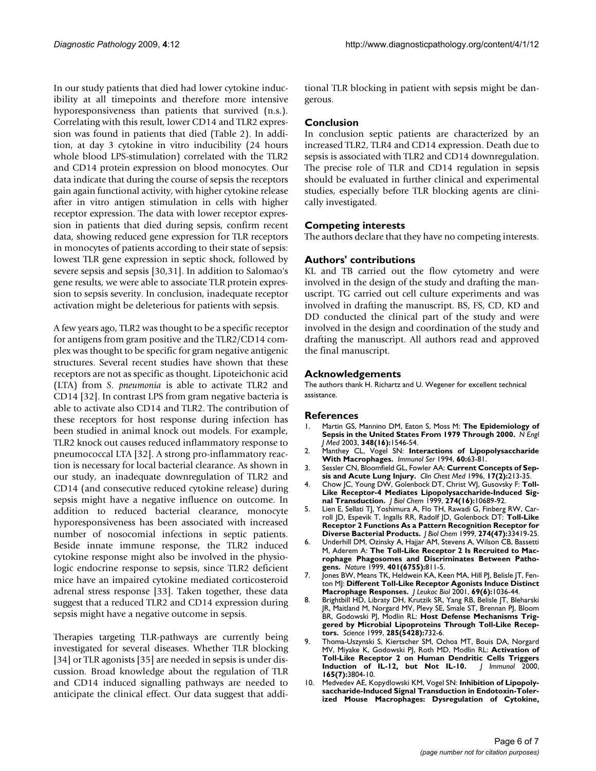In our study patients that died had lower cytokine inducibility at all timepoints and therefore more intensive hyporesponsiveness than patients that survived (n.s.). Correlating with this result, lower CD14 and TLR2 expression was found in patients that died (Table 2). In addition, at day 3 cytokine in vitro inducibility (24 hours whole blood LPS-stimulation) correlated with the TLR2 and CD14 protein expression on blood monocytes. Our data indicate that during the course of sepsis the receptors gain again functional activity, with higher cytokine release after in vitro antigen stimulation in cells with higher receptor expression. The data with lower receptor expression in patients that died during sepsis, confirm recent data, showing reduced gene expression for TLR receptors in monocytes of patients according to their state of sepsis: lowest TLR gene expression in septic shock, followed by severe sepsis and sepsis [30,31]. In addition to Salomao's gene results, we were able to associate TLR protein expression to sepsis severity. In conclusion, inadequate receptor activation might be deleterious for patients with sepsis.

A few years ago, TLR2 was thought to be a specific receptor for antigens from gram positive and the TLR2/CD14 complex was thought to be specific for gram negative antigenic structures. Several recent studies have shown that these receptors are not as specific as thought. Lipoteichonic acid (LTA) from *S. pneumonia* is able to activate TLR2 and CD14 [32]. In contrast LPS from gram negative bacteria is able to activate also CD14 and TLR2. The contribution of these receptors for host response during infection has been studied in animal knock out models. For example, TLR2 knock out causes reduced inflammatory response to pneumococcal LTA [32]. A strong pro-inflammatory reaction is necessary for local bacterial clearance. As shown in our study, an inadequate downregulation of TLR2 and CD14 (and consecutive reduced cytokine release) during sepsis might have a negative influence on outcome. In addition to reduced bacterial clearance, monocyte hyporesponsiveness has been associated with increased number of nosocomial infections in septic patients. Beside innate immune response, the TLR2 induced cytokine response might also be involved in the physiologic endocrine response to sepsis, since TLR2 deficient mice have an impaired cytokine mediated corticosteroid adrenal stress response [33]. Taken together, these data suggest that a reduced TLR2 and CD14 expression during sepsis might have a negative outcome in sepsis.

Therapies targeting TLR-pathways are currently being investigated for several diseases. Whether TLR blocking [34] or TLR agonists [35] are needed in sepsis is under discussion. Broad knowledge about the regulation of TLR and CD14 induced signalling pathways are needed to anticipate the clinical effect. Our data suggest that additional TLR blocking in patient with sepsis might be dangerous.

## Conclusion

In conclusion septic patients are characterized by an increased TLR2, TLR4 and CD14 expression. Death due to sepsis is associated with TLR2 and CD14 downregulation. The precise role of TLR and CD14 regulation in sepsis should be evaluated in further clinical and experimental studies, especially before TLR blocking agents are clinically investigated.

## Competing interests

The authors declare that they have no competing interests.

## Authors' contributions

KL and TB carried out the flow cytometry and were involved in the design of the study and drafting the manuscript. TG carried out cell culture experiments and was involved in drafting the manuscript. BS, FS, CD, KD and DD conducted the clinical part of the study and were involved in the design and coordination of the study and drafting the manuscript. All authors read and approved the final manuscript.

## Acknowledgements

The authors thank H. Richartz and U. Wegener for excellent technical assistance.

## References

1. Martin GS, Mannino DM, Eaton S, Moss M: **The Epidemiology of Sepsis in the United States From 1979 Through 2000.** *N Engl J Med* 2003, **348(16):**1546-54.
2. Manthey CL, Vogel SN: **Interactions of Lipopolysaccharide With Macrophages.** *Immunol Ser* 1994, **60:**63-81.
3. Sessler CN, Bloomfield GL, Fowler AA: **Current Concepts of Sepsis and Acute Lung Injury.** *Clin Chest Med* 1996, **17(2):**213-35.
4. Chow JC, Young DW, Golenbock DT, Christ WJ, Gusovsky F: **Toll-Like Receptor-4 Mediates Lipopolysaccharide-Induced Signal Transduction.** *J Biol Chem* 1999, **274(16):**10689-92.
5. Lien E, Sellati TJ, Yoshimura A, Flo TH, Rawadi G, Finberg RW, Carroll JD, Espevik T, Ingalls RR, Radolf JD, Golenbock DT: **Toll-Like Receptor 2 Functions As a Pattern Recognition Receptor for Diverse Bacterial Products.** *J Biol Chem* 1999, **274(47):**33419-25.
6. Underhill DM, Ozinsky A, Hajjar AM, Stevens A, Wilson CB, Bassetti M, Aderem A: **The Toll-Like Receptor 2 Is Recruited to Macrophage Phagosomes and Discriminates Between Pathogens.** *Nature* 1999, **401(6755):**811-5.
7. Jones BW, Means TK, Heldwein KA, Keen MA, Hill PJ, Belisle JT, Fenton MJ: **Different Toll-Like Receptor Agonists Induce Distinct Macrophage Responses.** *J Leukoc Biol* 2001, **69(6):**1036-44.
8. Brightbill HD, Libraty DH, Krutzik SR, Yang RB, Belisle JT, Bleharski JR, Maitland M, Norgard MV, Plevy SE, Smale ST, Brennan PJ, Bloom BR, Godowski PJ, Modlin RL: **Host Defense Mechanisms Triggered by Microbial Lipoproteins Through Toll-Like Receptors.** *Science* 1999, **285(5428):**732-6.
9. Thoma-Uszynski S, Kiertscher SM, Ochoa MT, Bouis DA, Norgard MV, Miyake K, Godowski PJ, Roth MD, Modlin RL: **Activation of Toll-Like Receptor 2 on Human Dendritic Cells Triggers Induction of IL-12, but Not IL-10.** *J Immunol* 2000, **165(7):**3804-10.
10. Medvedev AE, Kopydlowski KM, Vogel SN: **Inhibition of Lipopolysaccharide-Induced Signal Transduction in Endotoxin-Tolerized Mouse Macrophages: Dysregulation of Cytokine,**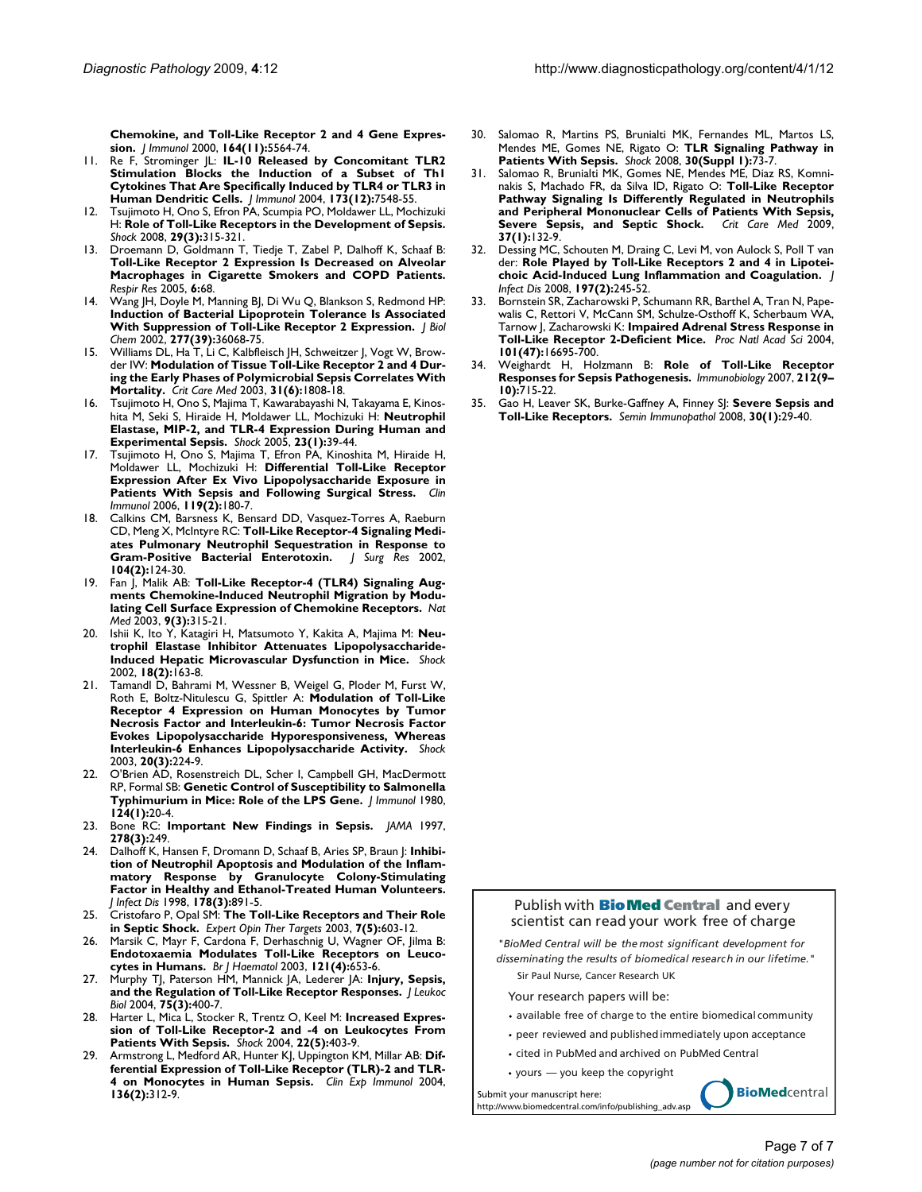**Chemokine, and Toll-Like Receptor 2 and 4 Gene Expression.** *J Immunol* 2000, **164(11):**5564-74.

11. Re F, Strominger JL: **IL-10 Released by Concomitant TLR2 Stimulation Blocks the Induction of a Subset of Th1 Cytokines That Are Specifically Induced by TLR4 or TLR3 in Human Dendritic Cells.** *J Immunol* 2004, **173(12):**7548-55.
12. Tsujimoto H, Ono S, Efron PA, Scumpia PO, Moldawer LL, Mochizuki H: **Role of Toll-Like Receptors in the Development of Sepsis.** *Shock* 2008, **29(3):**315-321.
13. Droemann D, Goldmann T, Tiedje T, Zabel P, Dalhoff K, Schaaf B: **Toll-Like Receptor 2 Expression Is Decreased on Alveolar Macrophages in Cigarette Smokers and COPD Patients.** *Respir Res* 2005, **6:**68.
14. Wang JH, Doyle M, Manning BJ, Di Wu Q, Blankson S, Redmond HP: **Induction of Bacterial Lipoprotein Tolerance Is Associated With Suppression of Toll-Like Receptor 2 Expression.** *J Biol Chem* 2002, **277(39):**36068-75.
15. Williams DL, Ha T, Li C, Kalbfleisch JH, Schweitzer J, Vogt W, Browder IW: **Modulation of Tissue Toll-Like Receptor 2 and 4 During the Early Phases of Polymicrobial Sepsis Correlates With Mortality.** *Crit Care Med* 2003, **31(6):**1808-18.
16. Tsujimoto H, Ono S, Majima T, Kawarabayashi N, Takayama E, Kinoshita M, Seki S, Hiraide H, Moldawer LL, Mochizuki H: **Neutrophil Elastase, MIP-2, and TLR-4 Expression During Human and Experimental Sepsis.** *Shock* 2005, **23(1):**39-44.
17. Tsujimoto H, Ono S, Majima T, Efron PA, Kinoshita M, Hiraide H, Moldawer LL, Mochizuki H: **Differential Toll-Like Receptor Expression After Ex Vivo Lipopolysaccharide Exposure in Patients With Sepsis and Following Surgical Stress.** *Clin Immunol* 2006, **119(2):**180-7.
18. Calkins CM, Barsness K, Bensard DD, Vasquez-Torres A, Raeburn CD, Meng X, McIntyre RC: **Toll-Like Receptor-4 Signaling Mediates Pulmonary Neutrophil Sequestration in Response to Gram-Positive Bacterial Enterotoxin.** *J Surg Res* 2002, **104(2):**124-30.
19. Fan J, Malik AB: **Toll-Like Receptor-4 (TLR4) Signaling Augments Chemokine-Induced Neutrophil Migration by Modulating Cell Surface Expression of Chemokine Receptors.** *Nat Med* 2003, **9(3):**315-21.
20. Ishii K, Ito Y, Katagiri H, Matsumoto Y, Kakita A, Majima M: **Neutrophil Elastase Inhibitor Attenuates Lipopolysaccharide-Induced Hepatic Microvascular Dysfunction in Mice.** *Shock* 2002, **18(2):**163-8.
21. Tamandl D, Bahrami M, Wessner B, Weigel G, Ploder M, Furst W, Roth E, Boltz-Nitulescu G, Spittler A: **Modulation of Toll-Like Receptor 4 Expression on Human Monocytes by Tumor Necrosis Factor and Interleukin-6: Tumor Necrosis Factor Evokes Lipopolysaccharide Hyporesponsiveness, Whereas Interleukin-6 Enhances Lipopolysaccharide Activity.** *Shock* 2003, **20(3):**224-9.
22. O'Brien AD, Rosenstreich DL, Scher I, Campbell GH, MacDermott RP, Formal SB: **Genetic Control of Susceptibility to Salmonella Typhimurium in Mice: Role of the LPS Gene.** *J Immunol* 1980, **124(1):**20-4.
23. Bone RC: **Important New Findings in Sepsis.** *JAMA* 1997, **278(3):**249.
24. Dalhoff K, Hansen F, Dromann D, Schaaf B, Aries SP, Braun J: **Inhibition of Neutrophil Apoptosis and Modulation of the Inflammatory Response by Granulocyte Colony-Stimulating Factor in Healthy and Ethanol-Treated Human Volunteers.** *J Infect Dis* 1998, **178(3):**891-5.
25. Cristofaro P, Opal SM: **The Toll-Like Receptors and Their Role in Septic Shock.** *Expert Opin Ther Targets* 2003, **7(5):**603-12.
26. Marsik C, Mayr F, Cardona F, Derhaschnig U, Wagner OF, Jilma B: **Endotoxaemia Modulates Toll-Like Receptors on Leucocytes in Humans.** *Br J Haematol* 2003, **121(4):**653-6.
27. Murphy TJ, Paterson HM, Mannick JA, Lederer JA: **Injury, Sepsis, and the Regulation of Toll-Like Receptor Responses.** *J Leukoc Biol* 2004, **75(3):**400-7.
28. Harter L, Mica L, Stocker R, Trentz O, Keel M: **Increased Expression of Toll-Like Receptor-2 and -4 on Leukocytes From Patients With Sepsis.** *Shock* 2004, **22(5):**403-9.
29. Armstrong L, Medford AR, Hunter KJ, Uppington KM, Millar AB: **Differential Expression of Toll-Like Receptor (TLR)-2 and TLR-4 on Monocytes in Human Sepsis.** *Clin Exp Immunol* 2004, **136(2):**312-9.
30. Salomao R, Martins PS, Brunialti MK, Fernandes ML, Martos LS, Mendes ME, Gomes NE, Rigato O: **TLR Signaling Pathway in Patients With Sepsis.** *Shock* 2008, **30(Suppl 1):**73-7.
31. Salomao R, Brunialti MK, Gomes NE, Mendes ME, Diaz RS, Komninakis S, Machado FR, da Silva ID, Rigato O: **Toll-Like Receptor Pathway Signaling Is Differently Regulated in Neutrophils and Peripheral Mononuclear Cells of Patients With Sepsis, Severe Sepsis, and Septic Shock.** *Crit Care Med* 2009, **37(1):**132-9.
32. Dessing MC, Schouten M, Draing C, Levi M, von Aulock S, Poll T van der: **Role Played by Toll-Like Receptors 2 and 4 in Lipoteichoic Acid-Induced Lung Inflammation and Coagulation.** *J Infect Dis* 2008, **197(2):**245-52.
33. Bornstein SR, Zacharowski P, Schumann RR, Barthel A, Tran N, Papewalis C, Rettori V, McCann SM, Schulze-Osthoff K, Scherbaum WA, Tarnow J, Zacharowski K: **Impaired Adrenal Stress Response in Toll-Like Receptor 2-Deficient Mice.** *Proc Natl Acad Sci* 2004, **101(47):**16695-700.
34. Weighardt H, Holzmann B: **Role of Toll-Like Receptor Responses for Sepsis Pathogenesis.** *Immunobiology* 2007, **212(9–10):**715-22.
35. Gao H, Leaver SK, Burke-Gaffney A, Finney SJ: **Severe Sepsis and Toll-Like Receptors.** *Semin Immunopathol* 2008, **30(1):**29-40.

Publish with **BioMed Central** and every scientist can read your work free of charge

*"BioMed Central will be the most significant development for disseminating the results of biomedical research in our lifetime."*

Sir Paul Nurse, Cancer Research UK

Your research papers will be:

- available free of charge to the entire biomedical community
- peer reviewed and published immediately upon acceptance
- cited in PubMed and archived on PubMed Central
- yours — you keep the copyright

Submit your manuscript here:
http://www.biomedcentral.com/info/publishing_adv.asp

**BioMed**central